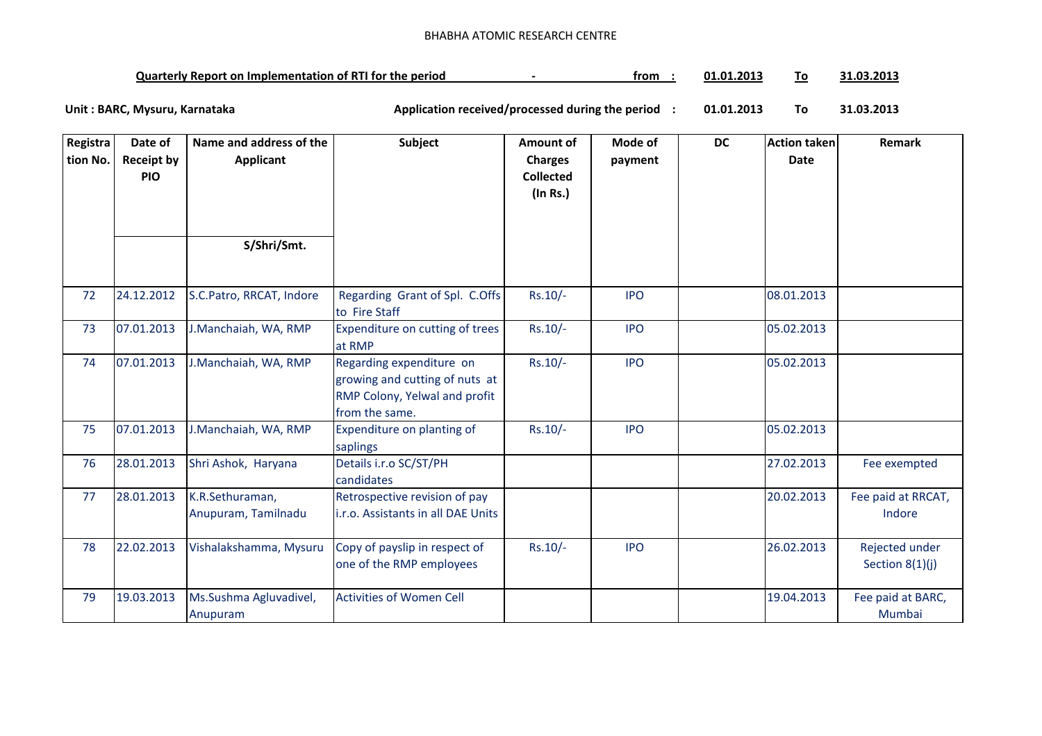BHABHA ATOMIC RESEARCH CENTRE

**Quarterly Report on Implementation of RTI for the period - from : 01.01.2013 To 31.03.2013**

**Unit : BARC, Mysuru, Karnataka** **Application received/processed during the period : 01.01.2013 To 31.03.2013**

| Registration No. | Date of Receipt by PIO | Name and address of the Applicant<br>S/Shri/Smt. | Subject | Amount of Charges Collected (In Rs.) | Mode of payment | DC | Action taken Date | Remark |
|---|---|---|---|---|---|---|---|---|
| 72 | 24.12.2012 | S.C.Patro, RRCAT, Indore | Regarding Grant of Spl. C.Offs to Fire Staff | Rs.10/- | IPO | | 08.01.2013 | |
| 73 | 07.01.2013 | J.Manchaiah, WA, RMP | Expenditure on cutting of trees at RMP | Rs.10/- | IPO | | 05.02.2013 | |
| 74 | 07.01.2013 | J.Manchaiah, WA, RMP | Regarding expenditure on growing and cutting of nuts at RMP Colony, Yelwal and profit from the same. | Rs.10/- | IPO | | 05.02.2013 | |
| 75 | 07.01.2013 | J.Manchaiah, WA, RMP | Expenditure on planting of saplings | Rs.10/- | IPO | | 05.02.2013 | |
| 76 | 28.01.2013 | Shri Ashok, Haryana | Details i.r.o SC/ST/PH candidates | | | | 27.02.2013 | Fee exempted |
| 77 | 28.01.2013 | K.R.Sethuraman, Anupuram, Tamilnadu | Retrospective revision of pay i.r.o. Assistants in all DAE Units | | | | 20.02.2013 | Fee paid at RRCAT, Indore |
| 78 | 22.02.2013 | Vishalakshamma, Mysuru | Copy of payslip in respect of one of the RMP employees | Rs.10/- | IPO | | 26.02.2013 | Rejected under Section 8(1)(j) |
| 79 | 19.03.2013 | Ms.Sushma Agluvadivel, Anupuram | Activities of Women Cell | | | | 19.04.2013 | Fee paid at BARC, Mumbai |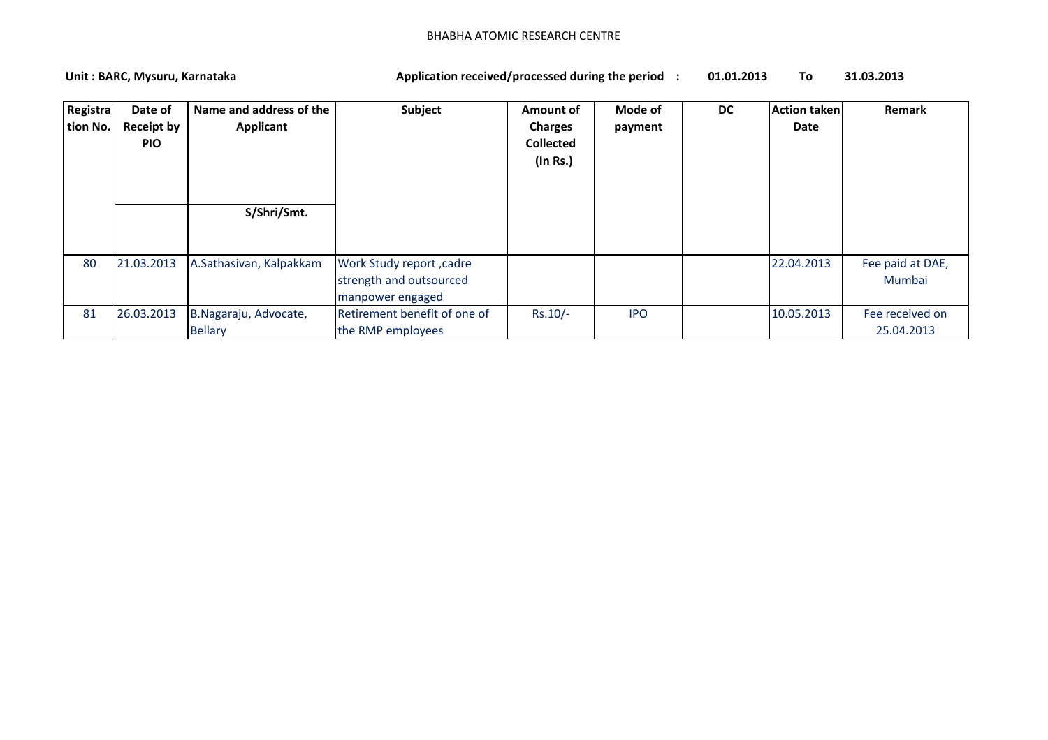BHABHA ATOMIC RESEARCH CENTRE

**Unit : BARC, Mysuru, Karnataka** **Application received/processed during the period : 01.01.2013 To 31.03.2013**

| Registration No. | Date of Receipt by PIO | Name and address of the Applicant S/Shri/Smt. | Subject | Amount of Charges Collected (In Rs.) | Mode of payment | DC | Action taken Date | Remark |
|---|---|---|---|---|---|---|---|---|
| 80 | 21.03.2013 | A.Sathasivan, Kalpakkam | Work Study report ,cadre strength and outsourced manpower engaged | | | | 22.04.2013 | Fee paid at DAE, Mumbai |
| 81 | 26.03.2013 | B.Nagaraju, Advocate, Bellary | Retirement benefit of one of the RMP employees | Rs.10/- | IPO | | 10.05.2013 | Fee received on 25.04.2013 |